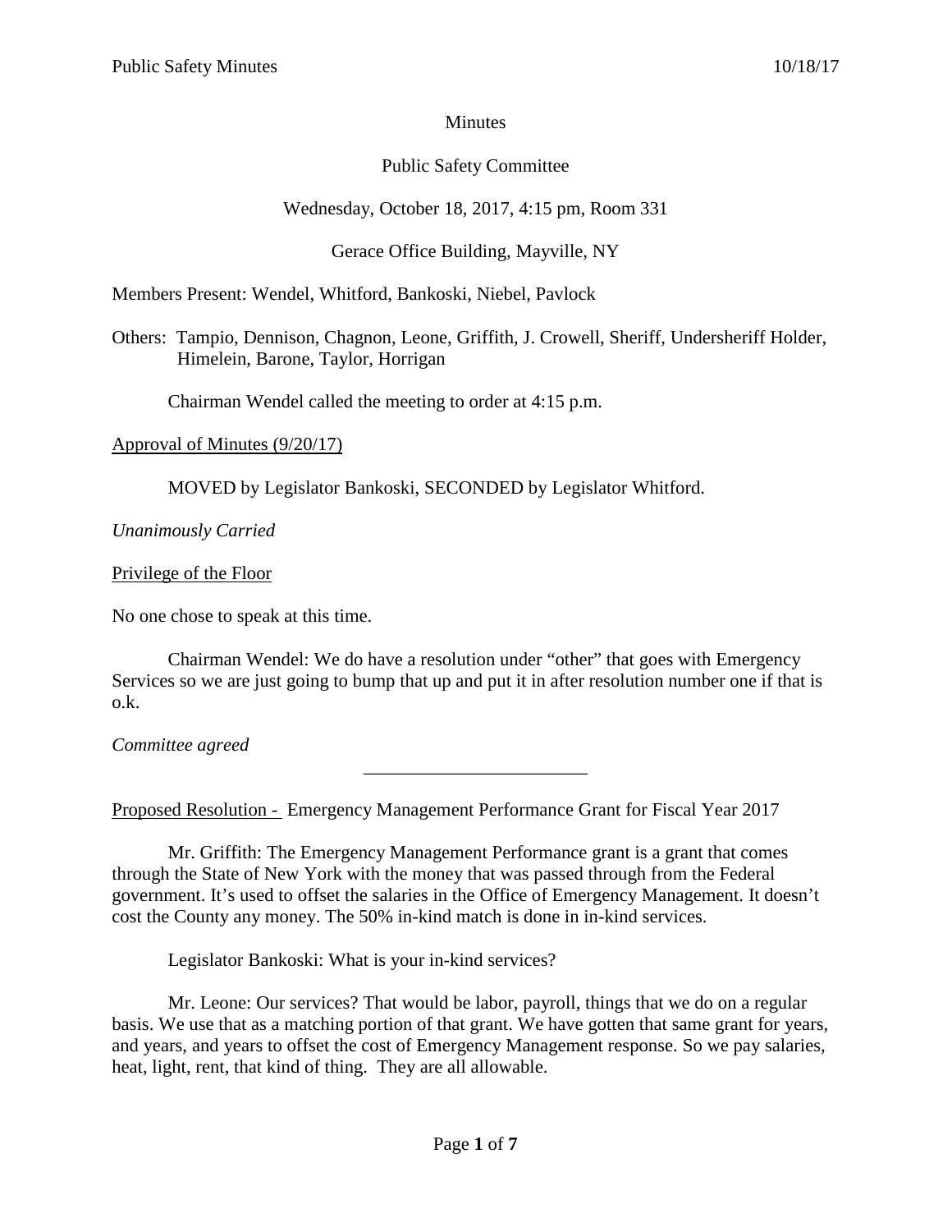Minutes

Public Safety Committee

Wednesday, October 18, 2017, 4:15 pm, Room 331

Gerace Office Building, Mayville, NY

Members Present: Wendel, Whitford, Bankoski, Niebel, Pavlock

Others: Tampio, Dennison, Chagnon, Leone, Griffith, J. Crowell, Sheriff, Undersheriff Holder, Himelein, Barone, Taylor, Horrigan

Chairman Wendel called the meeting to order at 4:15 p.m.

Approval of Minutes (9/20/17)

MOVED by Legislator Bankoski, SECONDED by Legislator Whitford.

*Unanimously Carried*

Privilege of the Floor

No one chose to speak at this time.

Chairman Wendel: We do have a resolution under "other" that goes with Emergency Services so we are just going to bump that up and put it in after resolution number one if that is o.k.

*Committee agreed*

---

Proposed Resolution - Emergency Management Performance Grant for Fiscal Year 2017

Mr. Griffith: The Emergency Management Performance grant is a grant that comes through the State of New York with the money that was passed through from the Federal government. It's used to offset the salaries in the Office of Emergency Management. It doesn't cost the County any money. The 50% in-kind match is done in in-kind services.

Legislator Bankoski: What is your in-kind services?

Mr. Leone: Our services? That would be labor, payroll, things that we do on a regular basis. We use that as a matching portion of that grant. We have gotten that same grant for years, and years, and years to offset the cost of Emergency Management response. So we pay salaries, heat, light, rent, that kind of thing. They are all allowable.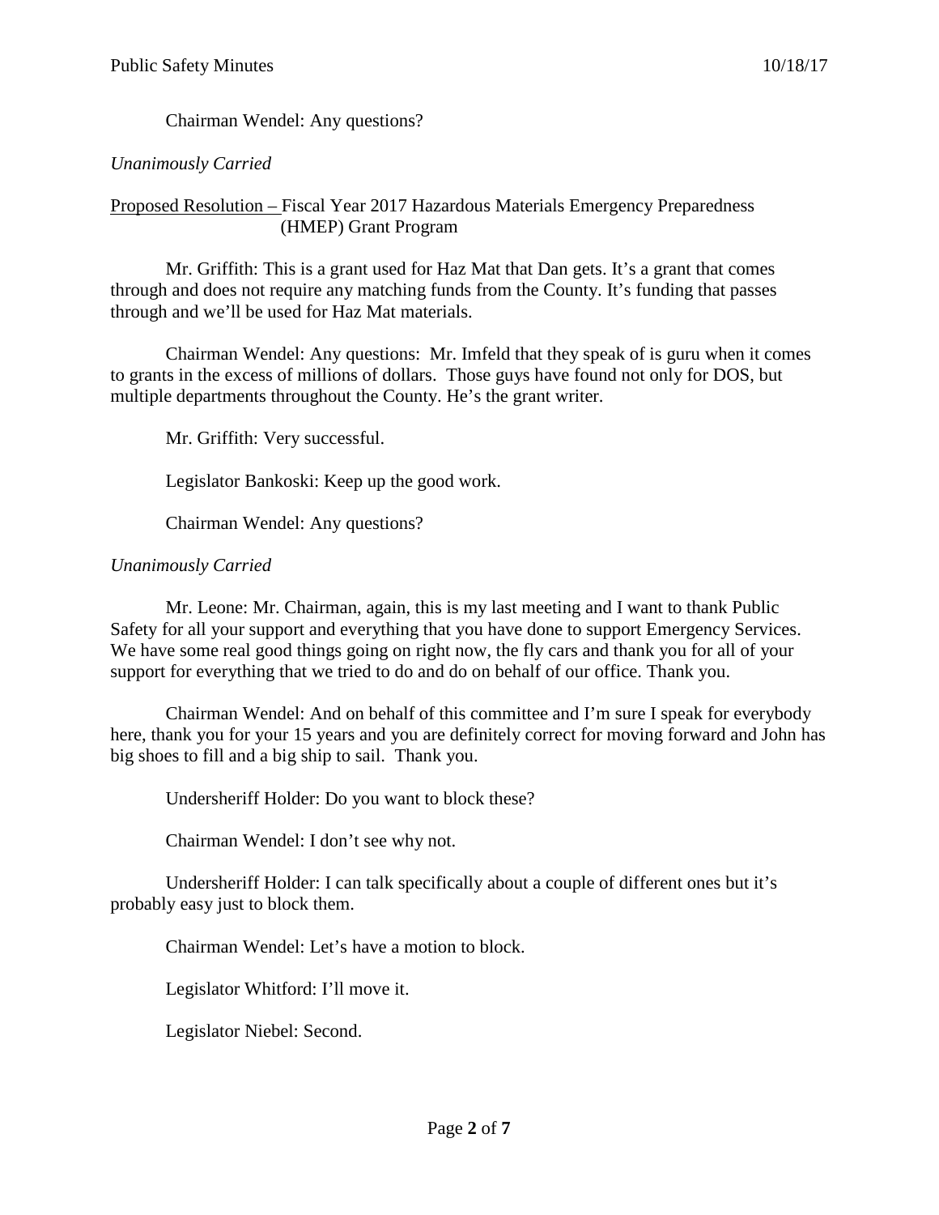Chairman Wendel: Any questions?

*Unanimously Carried*

Proposed Resolution – Fiscal Year 2017 Hazardous Materials Emergency Preparedness (HMEP) Grant Program

Mr. Griffith: This is a grant used for Haz Mat that Dan gets. It's a grant that comes through and does not require any matching funds from the County. It's funding that passes through and we'll be used for Haz Mat materials.

Chairman Wendel: Any questions: Mr. Imfeld that they speak of is guru when it comes to grants in the excess of millions of dollars. Those guys have found not only for DOS, but multiple departments throughout the County. He's the grant writer.

Mr. Griffith: Very successful.

Legislator Bankoski: Keep up the good work.

Chairman Wendel: Any questions?

*Unanimously Carried*

Mr. Leone: Mr. Chairman, again, this is my last meeting and I want to thank Public Safety for all your support and everything that you have done to support Emergency Services. We have some real good things going on right now, the fly cars and thank you for all of your support for everything that we tried to do and do on behalf of our office. Thank you.

Chairman Wendel: And on behalf of this committee and I'm sure I speak for everybody here, thank you for your 15 years and you are definitely correct for moving forward and John has big shoes to fill and a big ship to sail. Thank you.

Undersheriff Holder: Do you want to block these?

Chairman Wendel: I don't see why not.

Undersheriff Holder: I can talk specifically about a couple of different ones but it's probably easy just to block them.

Chairman Wendel: Let's have a motion to block.

Legislator Whitford: I'll move it.

Legislator Niebel: Second.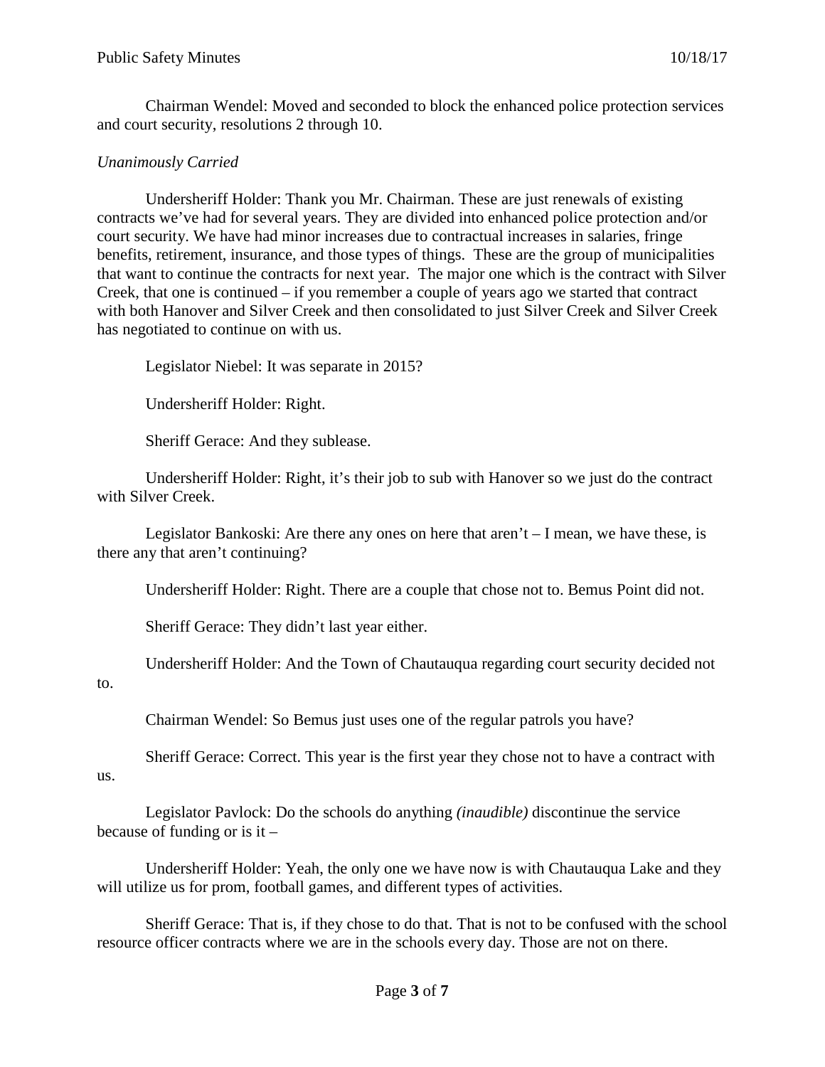Chairman Wendel: Moved and seconded to block the enhanced police protection services and court security, resolutions 2 through 10.

*Unanimously Carried*

Undersheriff Holder: Thank you Mr. Chairman. These are just renewals of existing contracts we've had for several years. They are divided into enhanced police protection and/or court security. We have had minor increases due to contractual increases in salaries, fringe benefits, retirement, insurance, and those types of things. These are the group of municipalities that want to continue the contracts for next year. The major one which is the contract with Silver Creek, that one is continued – if you remember a couple of years ago we started that contract with both Hanover and Silver Creek and then consolidated to just Silver Creek and Silver Creek has negotiated to continue on with us.

Legislator Niebel: It was separate in 2015?

Undersheriff Holder: Right.

Sheriff Gerace: And they sublease.

Undersheriff Holder: Right, it's their job to sub with Hanover so we just do the contract with Silver Creek.

Legislator Bankoski: Are there any ones on here that aren't – I mean, we have these, is there any that aren't continuing?

Undersheriff Holder: Right. There are a couple that chose not to. Bemus Point did not.

Sheriff Gerace: They didn't last year either.

Undersheriff Holder: And the Town of Chautauqua regarding court security decided not to.

Chairman Wendel: So Bemus just uses one of the regular patrols you have?

Sheriff Gerace: Correct. This year is the first year they chose not to have a contract with us.

Legislator Pavlock: Do the schools do anything *(inaudible)* discontinue the service because of funding or is it –

Undersheriff Holder: Yeah, the only one we have now is with Chautauqua Lake and they will utilize us for prom, football games, and different types of activities.

Sheriff Gerace: That is, if they chose to do that. That is not to be confused with the school resource officer contracts where we are in the schools every day. Those are not on there.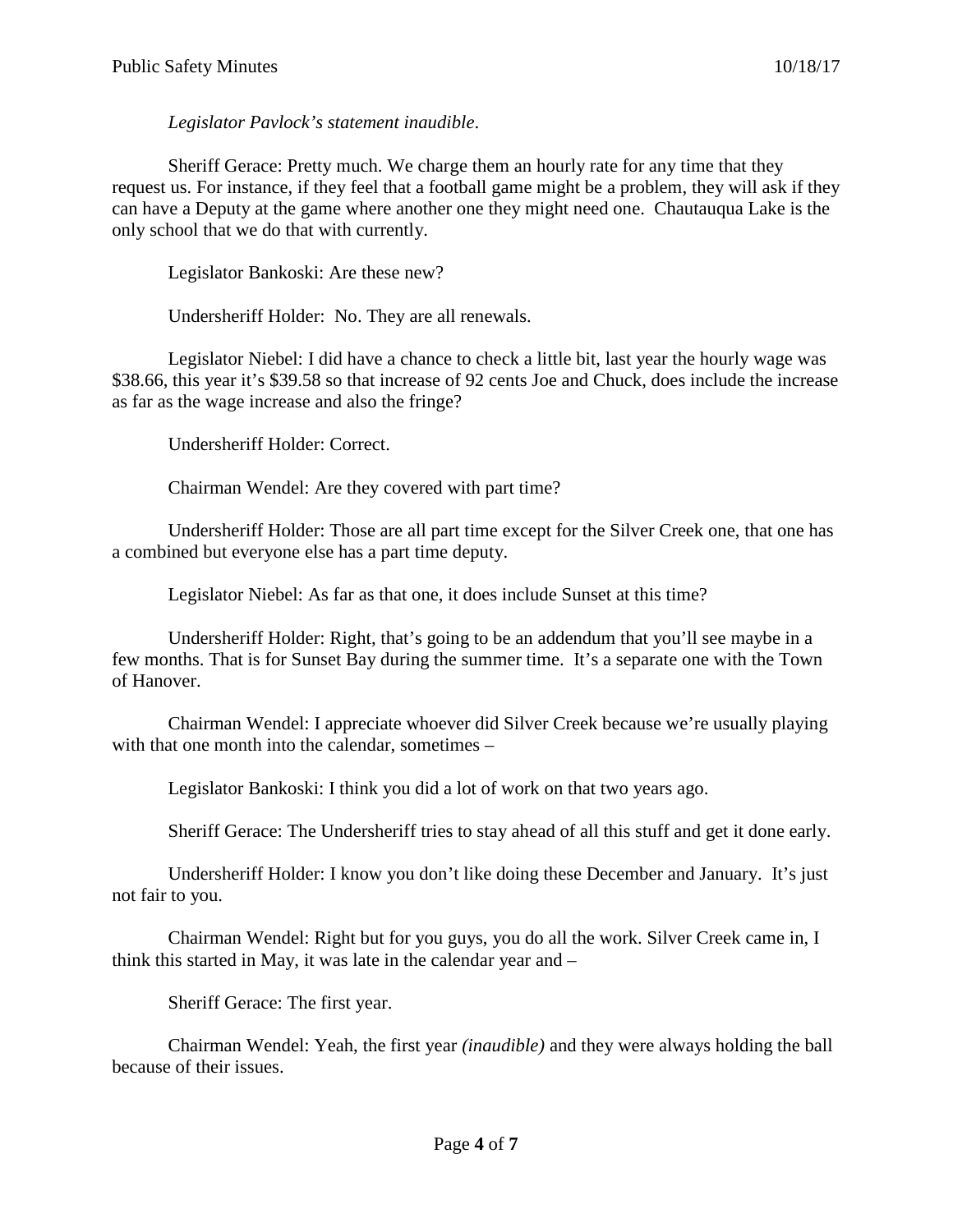*Legislator Pavlock's statement inaudible*.

Sheriff Gerace: Pretty much. We charge them an hourly rate for any time that they request us. For instance, if they feel that a football game might be a problem, they will ask if they can have a Deputy at the game where another one they might need one. Chautauqua Lake is the only school that we do that with currently.

Legislator Bankoski: Are these new?

Undersheriff Holder: No. They are all renewals.

Legislator Niebel: I did have a chance to check a little bit, last year the hourly wage was \$38.66, this year it's \$39.58 so that increase of 92 cents Joe and Chuck, does include the increase as far as the wage increase and also the fringe?

Undersheriff Holder: Correct.

Chairman Wendel: Are they covered with part time?

Undersheriff Holder: Those are all part time except for the Silver Creek one, that one has a combined but everyone else has a part time deputy.

Legislator Niebel: As far as that one, it does include Sunset at this time?

Undersheriff Holder: Right, that's going to be an addendum that you'll see maybe in a few months. That is for Sunset Bay during the summer time. It's a separate one with the Town of Hanover.

Chairman Wendel: I appreciate whoever did Silver Creek because we're usually playing with that one month into the calendar, sometimes –

Legislator Bankoski: I think you did a lot of work on that two years ago.

Sheriff Gerace: The Undersheriff tries to stay ahead of all this stuff and get it done early.

Undersheriff Holder: I know you don't like doing these December and January. It's just not fair to you.

Chairman Wendel: Right but for you guys, you do all the work. Silver Creek came in, I think this started in May, it was late in the calendar year and –

Sheriff Gerace: The first year.

Chairman Wendel: Yeah, the first year *(inaudible)* and they were always holding the ball because of their issues.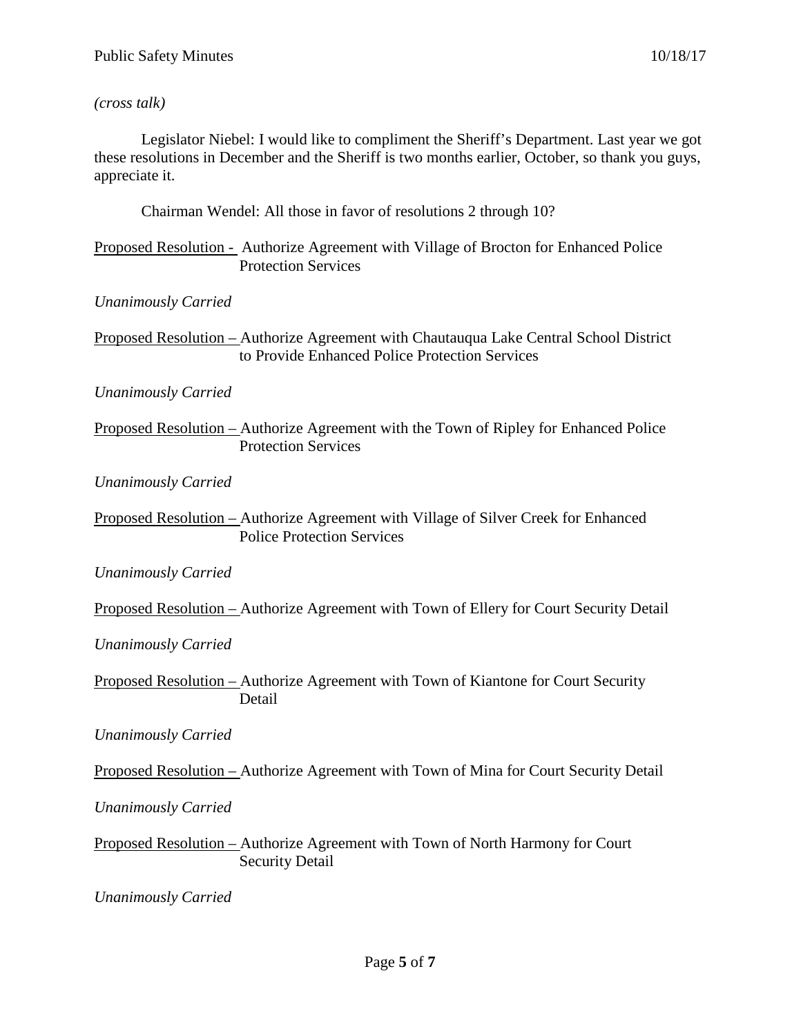*(cross talk)*

Legislator Niebel: I would like to compliment the Sheriff's Department. Last year we got these resolutions in December and the Sheriff is two months earlier, October, so thank you guys, appreciate it.

Chairman Wendel: All those in favor of resolutions 2 through 10?

Proposed Resolution - Authorize Agreement with Village of Brocton for Enhanced Police Protection Services

*Unanimously Carried*

Proposed Resolution – Authorize Agreement with Chautauqua Lake Central School District to Provide Enhanced Police Protection Services

*Unanimously Carried*

Proposed Resolution – Authorize Agreement with the Town of Ripley for Enhanced Police Protection Services

*Unanimously Carried*

Proposed Resolution – Authorize Agreement with Village of Silver Creek for Enhanced Police Protection Services

*Unanimously Carried*

Proposed Resolution – Authorize Agreement with Town of Ellery for Court Security Detail

*Unanimously Carried*

Proposed Resolution – Authorize Agreement with Town of Kiantone for Court Security Detail

*Unanimously Carried*

Proposed Resolution – Authorize Agreement with Town of Mina for Court Security Detail

*Unanimously Carried*

Proposed Resolution – Authorize Agreement with Town of North Harmony for Court Security Detail

*Unanimously Carried*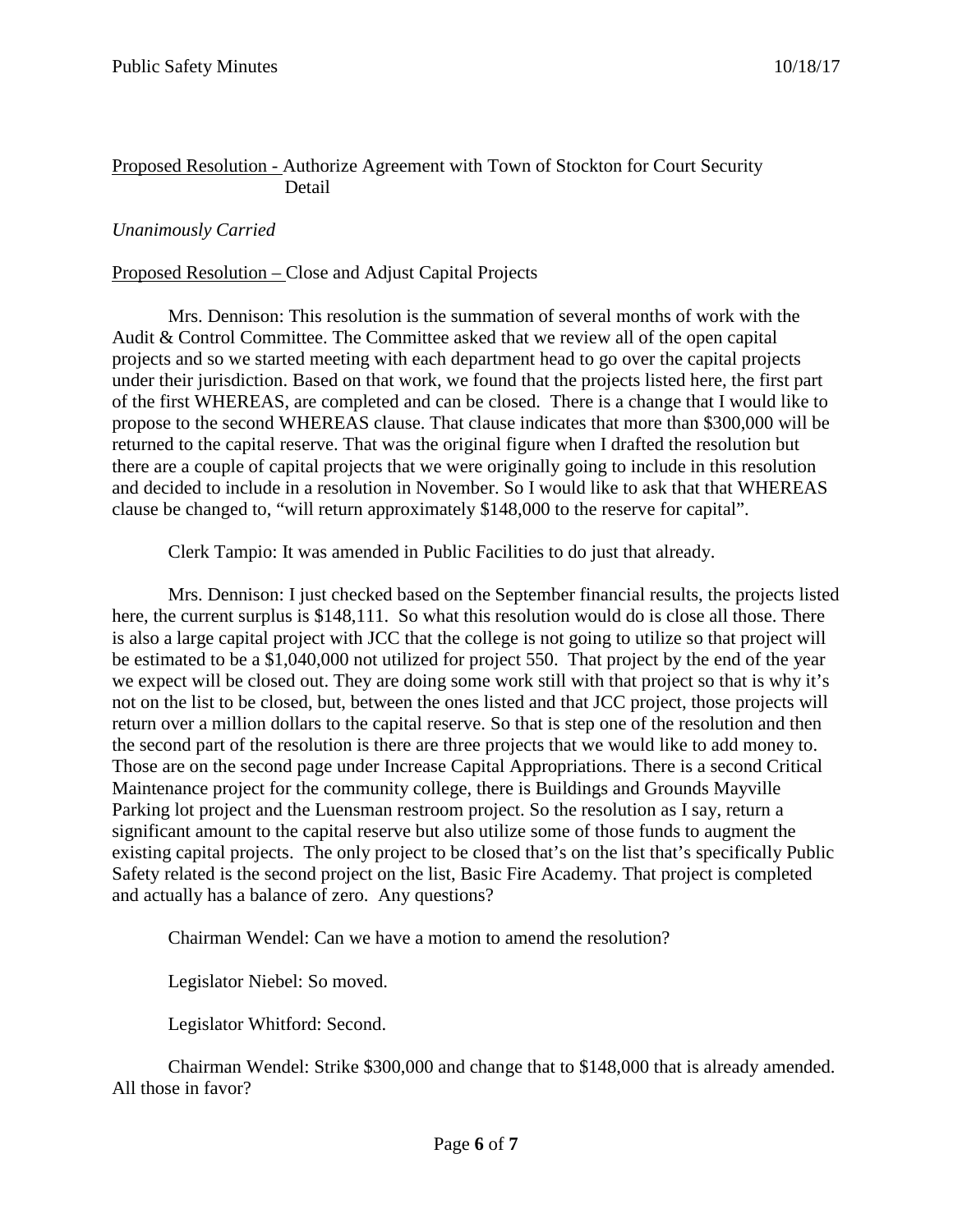<u>Proposed Resolution -</u> Authorize Agreement with Town of Stockton for Court Security Detail

*Unanimously Carried*

<u>Proposed Resolution –</u> Close and Adjust Capital Projects

Mrs. Dennison: This resolution is the summation of several months of work with the Audit & Control Committee. The Committee asked that we review all of the open capital projects and so we started meeting with each department head to go over the capital projects under their jurisdiction. Based on that work, we found that the projects listed here, the first part of the first WHEREAS, are completed and can be closed. There is a change that I would like to propose to the second WHEREAS clause. That clause indicates that more than $300,000 will be returned to the capital reserve. That was the original figure when I drafted the resolution but there are a couple of capital projects that we were originally going to include in this resolution and decided to include in a resolution in November. So I would like to ask that that WHEREAS clause be changed to, "will return approximately $148,000 to the reserve for capital".

Clerk Tampio: It was amended in Public Facilities to do just that already.

Mrs. Dennison: I just checked based on the September financial results, the projects listed here, the current surplus is $148,111. So what this resolution would do is close all those. There is also a large capital project with JCC that the college is not going to utilize so that project will be estimated to be a $1,040,000 not utilized for project 550. That project by the end of the year we expect will be closed out. They are doing some work still with that project so that is why it's not on the list to be closed, but, between the ones listed and that JCC project, those projects will return over a million dollars to the capital reserve. So that is step one of the resolution and then the second part of the resolution is there are three projects that we would like to add money to. Those are on the second page under Increase Capital Appropriations. There is a second Critical Maintenance project for the community college, there is Buildings and Grounds Mayville Parking lot project and the Luensman restroom project. So the resolution as I say, return a significant amount to the capital reserve but also utilize some of those funds to augment the existing capital projects. The only project to be closed that's on the list that's specifically Public Safety related is the second project on the list, Basic Fire Academy. That project is completed and actually has a balance of zero. Any questions?

Chairman Wendel: Can we have a motion to amend the resolution?

Legislator Niebel: So moved.

Legislator Whitford: Second.

Chairman Wendel: Strike $300,000 and change that to $148,000 that is already amended. All those in favor?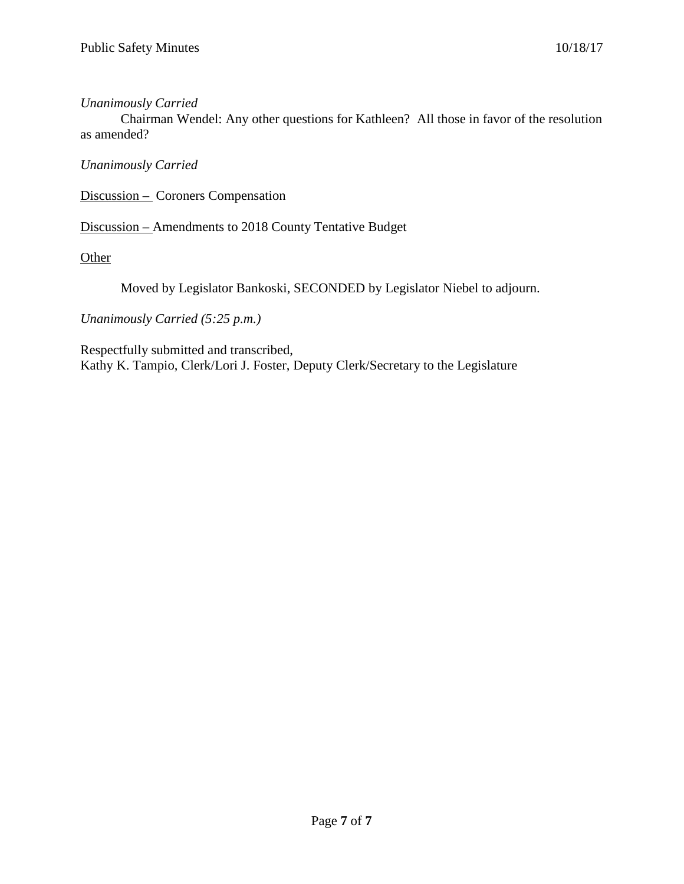*Unanimously Carried*

Chairman Wendel: Any other questions for Kathleen? All those in favor of the resolution as amended?

*Unanimously Carried*

Discussion – Coroners Compensation

Discussion – Amendments to 2018 County Tentative Budget

Other

Moved by Legislator Bankoski, SECONDED by Legislator Niebel to adjourn.

*Unanimously Carried (5:25 p.m.)*

Respectfully submitted and transcribed,
Kathy K. Tampio, Clerk/Lori J. Foster, Deputy Clerk/Secretary to the Legislature